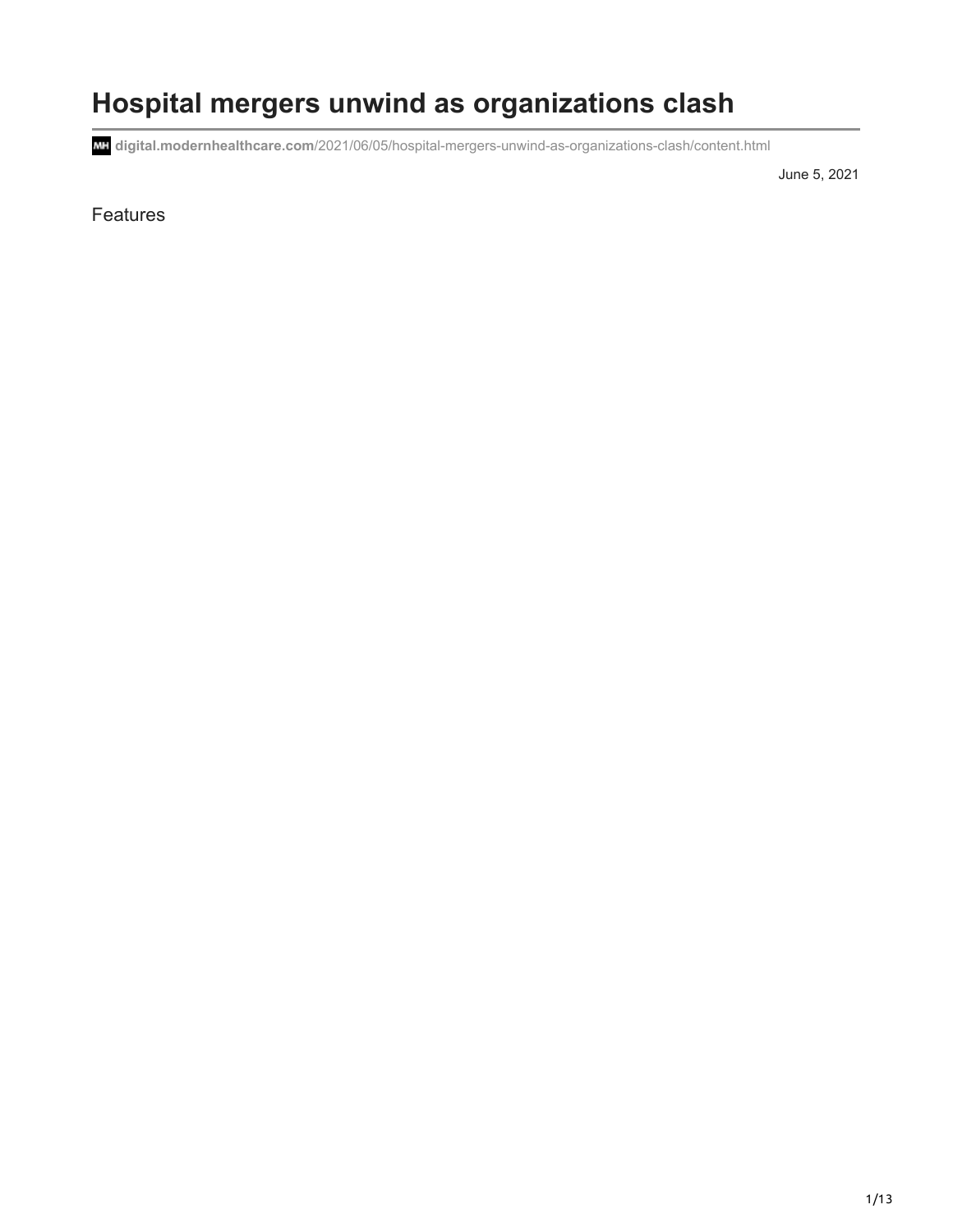# Hospital mergers unwind as organizations clash

**digital.modernhealthcare.com**/2021/06/05/hospital-mergers-unwind-as-organizations-clash/content.html

June 5, 2021

Features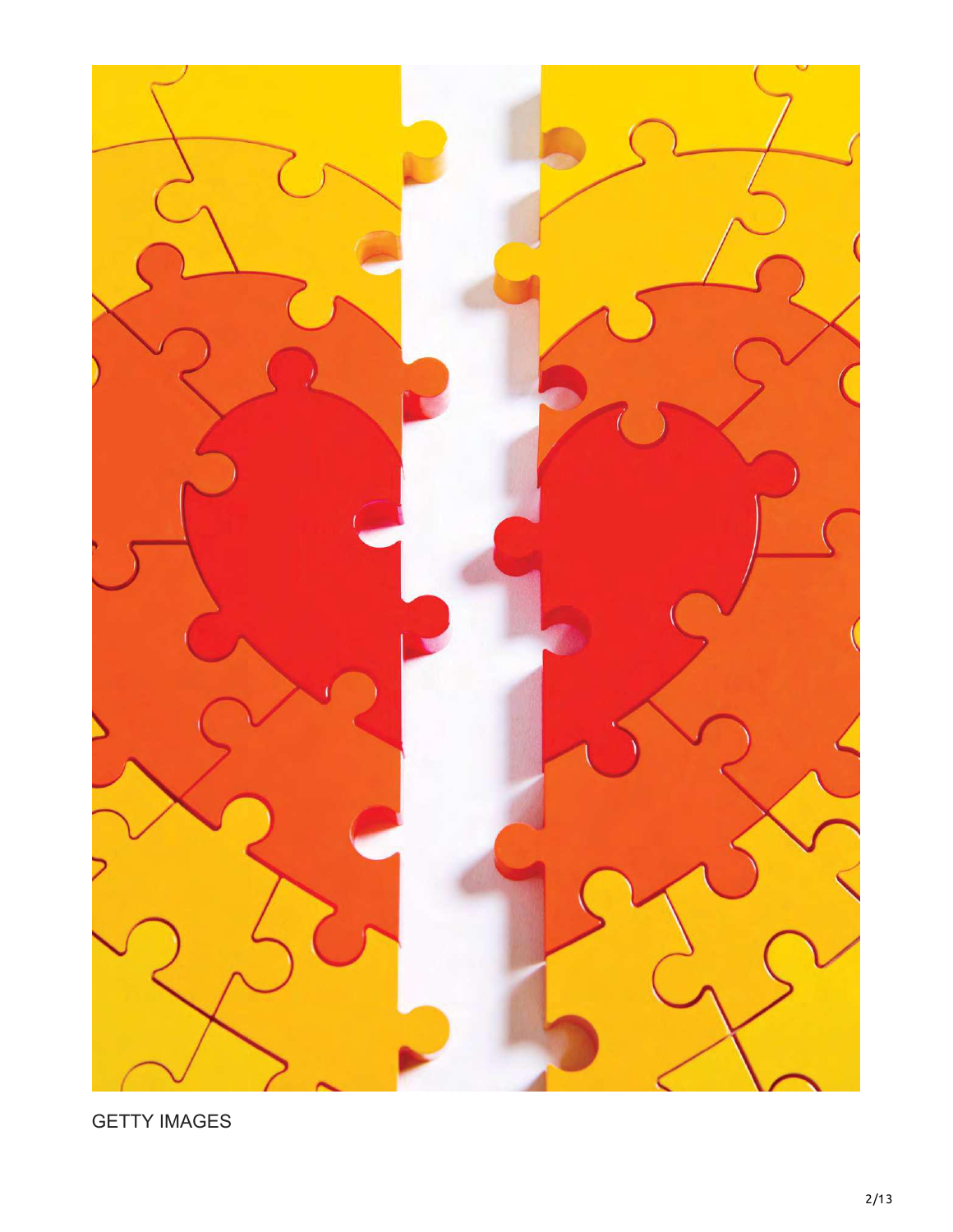GETTY IMAGES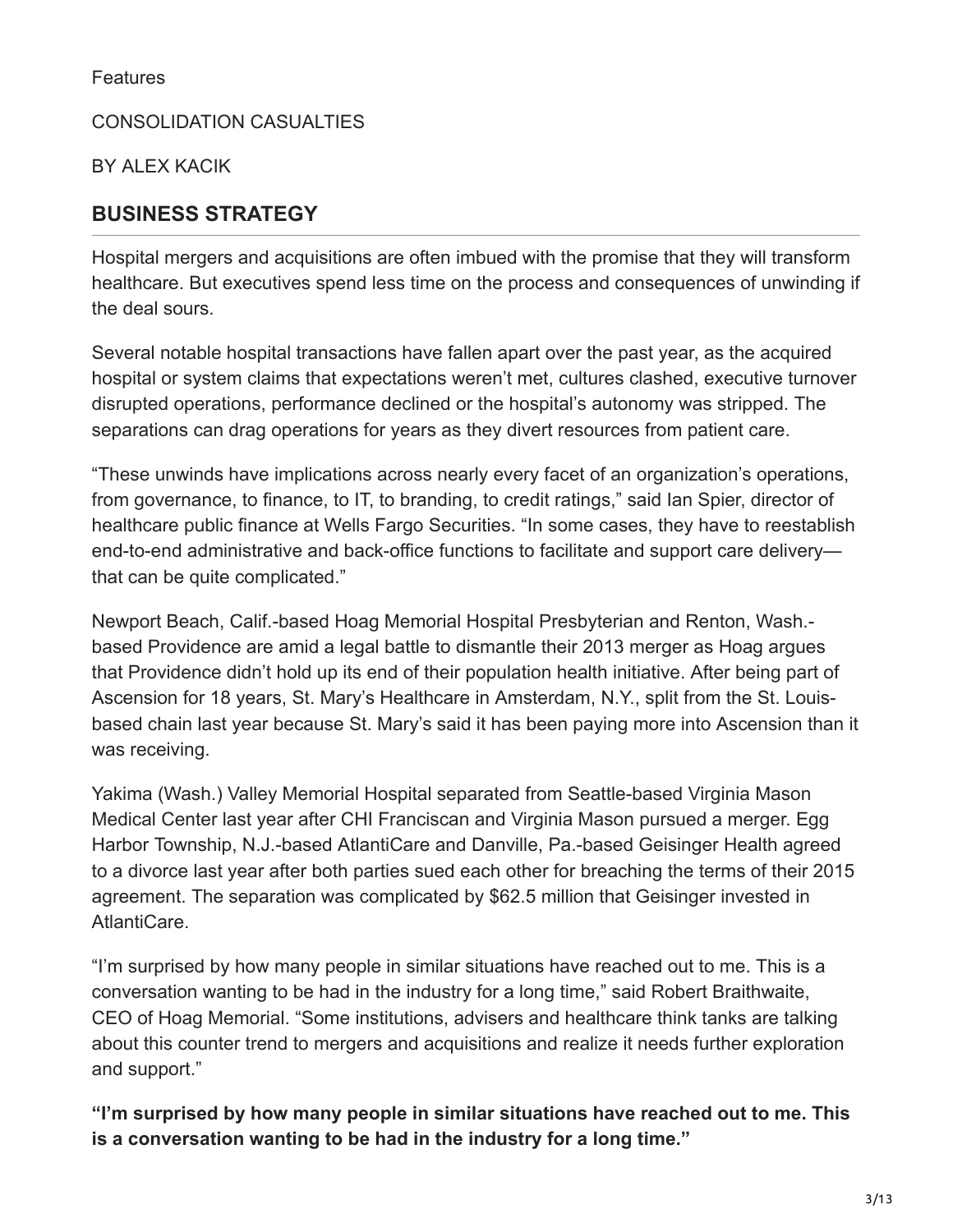Features

CONSOLIDATION CASUALTIES

BY ALEX KACIK

## BUSINESS STRATEGY

Hospital mergers and acquisitions are often imbued with the promise that they will transform healthcare. But executives spend less time on the process and consequences of unwinding if the deal sours.

Several notable hospital transactions have fallen apart over the past year, as the acquired hospital or system claims that expectations weren't met, cultures clashed, executive turnover disrupted operations, performance declined or the hospital's autonomy was stripped. The separations can drag operations for years as they divert resources from patient care.

"These unwinds have implications across nearly every facet of an organization's operations, from governance, to finance, to IT, to branding, to credit ratings," said Ian Spier, director of healthcare public finance at Wells Fargo Securities. "In some cases, they have to reestablish end-to-end administrative and back-office functions to facilitate and support care delivery—that can be quite complicated."

Newport Beach, Calif.-based Hoag Memorial Hospital Presbyterian and Renton, Wash.-based Providence are amid a legal battle to dismantle their 2013 merger as Hoag argues that Providence didn't hold up its end of their population health initiative. After being part of Ascension for 18 years, St. Mary's Healthcare in Amsterdam, N.Y., split from the St. Louis-based chain last year because St. Mary's said it has been paying more into Ascension than it was receiving.

Yakima (Wash.) Valley Memorial Hospital separated from Seattle-based Virginia Mason Medical Center last year after CHI Franciscan and Virginia Mason pursued a merger. Egg Harbor Township, N.J.-based AtlantiCare and Danville, Pa.-based Geisinger Health agreed to a divorce last year after both parties sued each other for breaching the terms of their 2015 agreement. The separation was complicated by $62.5 million that Geisinger invested in AtlantiCare.

"I'm surprised by how many people in similar situations have reached out to me. This is a conversation wanting to be had in the industry for a long time," said Robert Braithwaite, CEO of Hoag Memorial. "Some institutions, advisers and healthcare think tanks are talking about this counter trend to mergers and acquisitions and realize it needs further exploration and support."

**"I'm surprised by how many people in similar situations have reached out to me. This is a conversation wanting to be had in the industry for a long time."**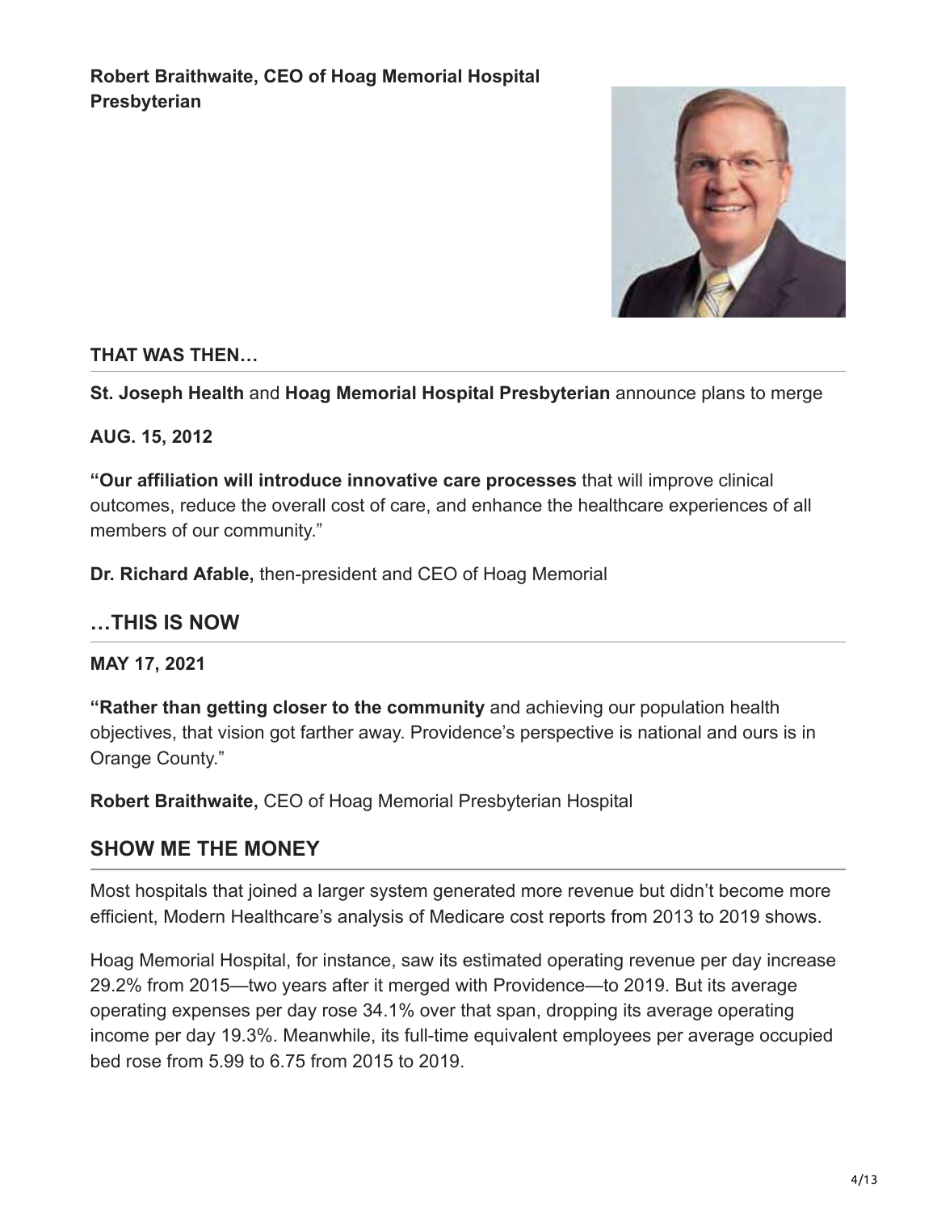**Robert Braithwaite, CEO of Hoag Memorial Hospital Presbyterian**

**THAT WAS THEN…**

**St. Joseph Health** and **Hoag Memorial Hospital Presbyterian** announce plans to merge

**AUG. 15, 2012**

**"Our affiliation will introduce innovative care processes** that will improve clinical outcomes, reduce the overall cost of care, and enhance the healthcare experiences of all members of our community."

**Dr. Richard Afable,** then-president and CEO of Hoag Memorial

## …THIS IS NOW

**MAY 17, 2021**

**"Rather than getting closer to the community** and achieving our population health objectives, that vision got farther away. Providence's perspective is national and ours is in Orange County."

**Robert Braithwaite,** CEO of Hoag Memorial Presbyterian Hospital

## SHOW ME THE MONEY

Most hospitals that joined a larger system generated more revenue but didn't become more efficient, Modern Healthcare's analysis of Medicare cost reports from 2013 to 2019 shows.

Hoag Memorial Hospital, for instance, saw its estimated operating revenue per day increase 29.2% from 2015—two years after it merged with Providence—to 2019. But its average operating expenses per day rose 34.1% over that span, dropping its average operating income per day 19.3%. Meanwhile, its full-time equivalent employees per average occupied bed rose from 5.99 to 6.75 from 2015 to 2019.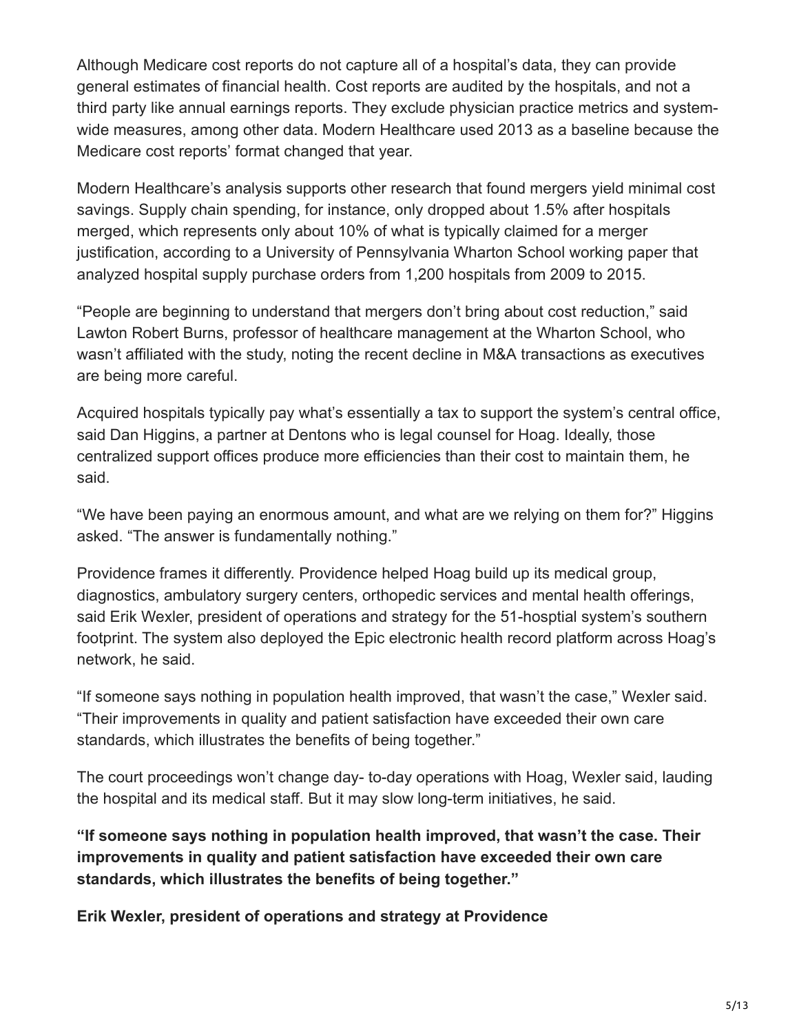Although Medicare cost reports do not capture all of a hospital's data, they can provide general estimates of financial health. Cost reports are audited by the hospitals, and not a third party like annual earnings reports. They exclude physician practice metrics and system-wide measures, among other data. Modern Healthcare used 2013 as a baseline because the Medicare cost reports' format changed that year.

Modern Healthcare's analysis supports other research that found mergers yield minimal cost savings. Supply chain spending, for instance, only dropped about 1.5% after hospitals merged, which represents only about 10% of what is typically claimed for a merger justification, according to a University of Pennsylvania Wharton School working paper that analyzed hospital supply purchase orders from 1,200 hospitals from 2009 to 2015.

"People are beginning to understand that mergers don't bring about cost reduction," said Lawton Robert Burns, professor of healthcare management at the Wharton School, who wasn't affiliated with the study, noting the recent decline in M&A transactions as executives are being more careful.

Acquired hospitals typically pay what's essentially a tax to support the system's central office, said Dan Higgins, a partner at Dentons who is legal counsel for Hoag. Ideally, those centralized support offices produce more efficiencies than their cost to maintain them, he said.

"We have been paying an enormous amount, and what are we relying on them for?" Higgins asked. "The answer is fundamentally nothing."

Providence frames it differently. Providence helped Hoag build up its medical group, diagnostics, ambulatory surgery centers, orthopedic services and mental health offerings, said Erik Wexler, president of operations and strategy for the 51-hosptial system's southern footprint. The system also deployed the Epic electronic health record platform across Hoag's network, he said.

"If someone says nothing in population health improved, that wasn't the case," Wexler said. "Their improvements in quality and patient satisfaction have exceeded their own care standards, which illustrates the benefits of being together."

The court proceedings won't change day- to-day operations with Hoag, Wexler said, lauding the hospital and its medical staff. But it may slow long-term initiatives, he said.

**"If someone says nothing in population health improved, that wasn't the case. Their improvements in quality and patient satisfaction have exceeded their own care standards, which illustrates the benefits of being together."**

**Erik Wexler, president of operations and strategy at Providence**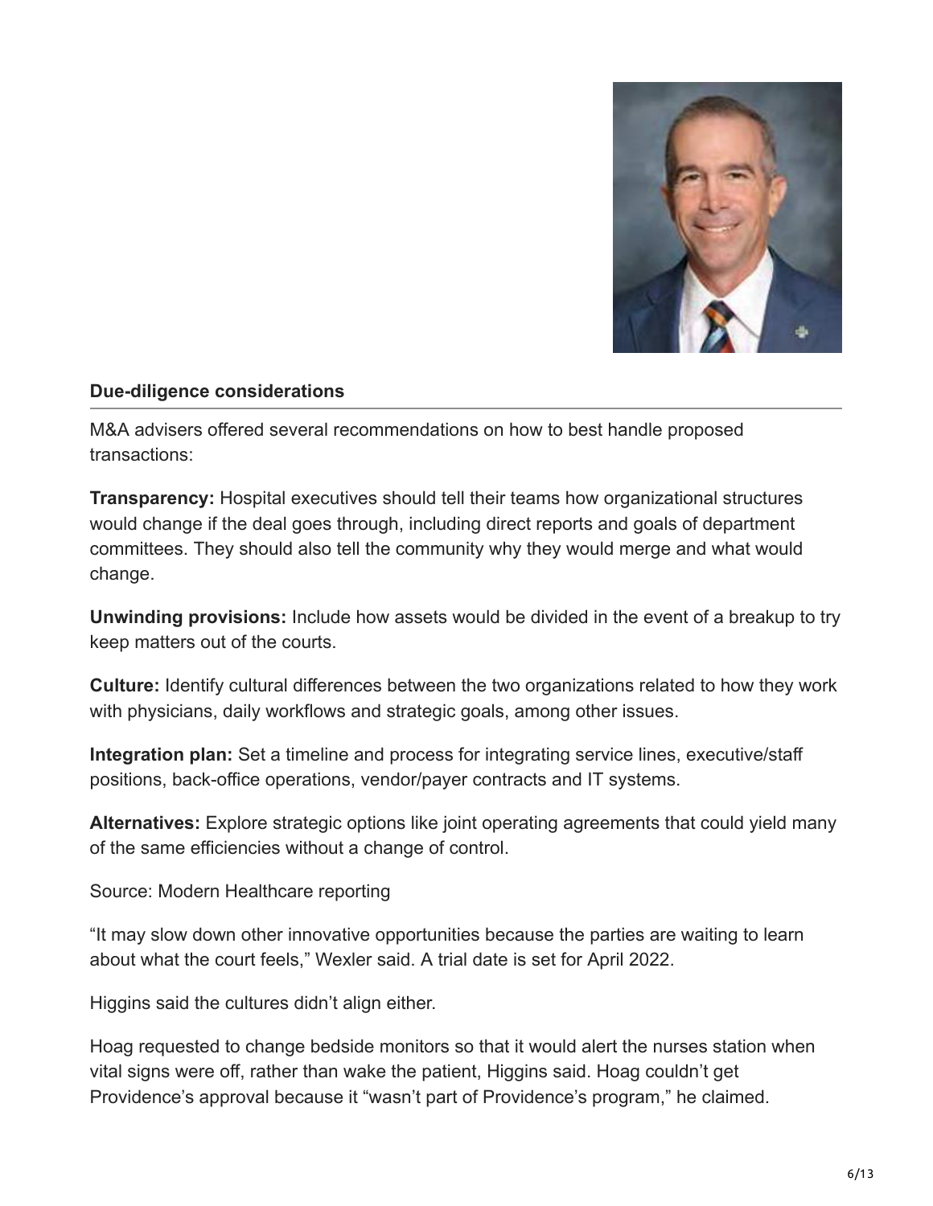### Due-diligence considerations

M&A advisers offered several recommendations on how to best handle proposed transactions:

**Transparency:** Hospital executives should tell their teams how organizational structures would change if the deal goes through, including direct reports and goals of department committees. They should also tell the community why they would merge and what would change.

**Unwinding provisions:** Include how assets would be divided in the event of a breakup to try keep matters out of the courts.

**Culture:** Identify cultural differences between the two organizations related to how they work with physicians, daily workflows and strategic goals, among other issues.

**Integration plan:** Set a timeline and process for integrating service lines, executive/staff positions, back-office operations, vendor/payer contracts and IT systems.

**Alternatives:** Explore strategic options like joint operating agreements that could yield many of the same efficiencies without a change of control.

Source: Modern Healthcare reporting

"It may slow down other innovative opportunities because the parties are waiting to learn about what the court feels," Wexler said. A trial date is set for April 2022.

Higgins said the cultures didn't align either.

Hoag requested to change bedside monitors so that it would alert the nurses station when vital signs were off, rather than wake the patient, Higgins said. Hoag couldn't get Providence's approval because it "wasn't part of Providence's program," he claimed.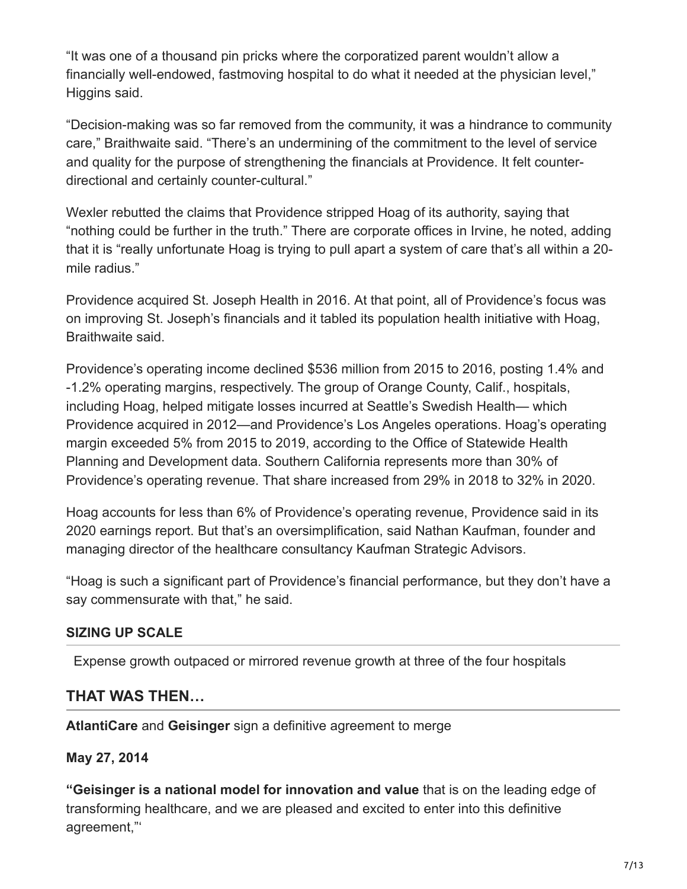"It was one of a thousand pin pricks where the corporatized parent wouldn't allow a financially well-endowed, fastmoving hospital to do what it needed at the physician level," Higgins said.

"Decision-making was so far removed from the community, it was a hindrance to community care," Braithwaite said. "There's an undermining of the commitment to the level of service and quality for the purpose of strengthening the financials at Providence. It felt counter-directional and certainly counter-cultural."

Wexler rebutted the claims that Providence stripped Hoag of its authority, saying that "nothing could be further in the truth." There are corporate offices in Irvine, he noted, adding that it is "really unfortunate Hoag is trying to pull apart a system of care that's all within a 20-mile radius."

Providence acquired St. Joseph Health in 2016. At that point, all of Providence's focus was on improving St. Joseph's financials and it tabled its population health initiative with Hoag, Braithwaite said.

Providence's operating income declined $536 million from 2015 to 2016, posting 1.4% and -1.2% operating margins, respectively. The group of Orange County, Calif., hospitals, including Hoag, helped mitigate losses incurred at Seattle's Swedish Health— which Providence acquired in 2012—and Providence's Los Angeles operations. Hoag's operating margin exceeded 5% from 2015 to 2019, according to the Office of Statewide Health Planning and Development data. Southern California represents more than 30% of Providence's operating revenue. That share increased from 29% in 2018 to 32% in 2020.

Hoag accounts for less than 6% of Providence's operating revenue, Providence said in its 2020 earnings report. But that's an oversimplification, said Nathan Kaufman, founder and managing director of the healthcare consultancy Kaufman Strategic Advisors.

"Hoag is such a significant part of Providence's financial performance, but they don't have a say commensurate with that," he said.

#### SIZING UP SCALE

Expense growth outpaced or mirrored revenue growth at three of the four hospitals

### THAT WAS THEN…

**AtlantiCare** and **Geisinger** sign a definitive agreement to merge

**May 27, 2014**

**"Geisinger is a national model for innovation and value** that is on the leading edge of transforming healthcare, and we are pleased and excited to enter into this definitive agreement,"'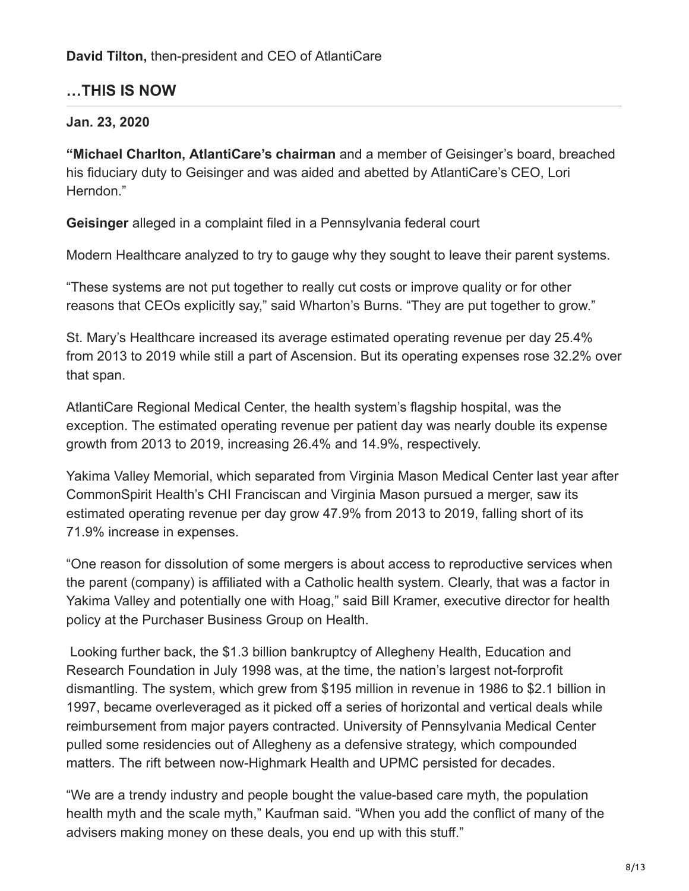**David Tilton,** then-president and CEO of AtlantiCare

## …THIS IS NOW

**Jan. 23, 2020**

**"Michael Charlton, AtlantiCare's chairman** and a member of Geisinger's board, breached his fiduciary duty to Geisinger and was aided and abetted by AtlantiCare's CEO, Lori Herndon."

**Geisinger** alleged in a complaint filed in a Pennsylvania federal court

Modern Healthcare analyzed to try to gauge why they sought to leave their parent systems.

"These systems are not put together to really cut costs or improve quality or for other reasons that CEOs explicitly say," said Wharton's Burns. "They are put together to grow."

St. Mary's Healthcare increased its average estimated operating revenue per day 25.4% from 2013 to 2019 while still a part of Ascension. But its operating expenses rose 32.2% over that span.

AtlantiCare Regional Medical Center, the health system's flagship hospital, was the exception. The estimated operating revenue per patient day was nearly double its expense growth from 2013 to 2019, increasing 26.4% and 14.9%, respectively.

Yakima Valley Memorial, which separated from Virginia Mason Medical Center last year after CommonSpirit Health's CHI Franciscan and Virginia Mason pursued a merger, saw its estimated operating revenue per day grow 47.9% from 2013 to 2019, falling short of its 71.9% increase in expenses.

"One reason for dissolution of some mergers is about access to reproductive services when the parent (company) is affiliated with a Catholic health system. Clearly, that was a factor in Yakima Valley and potentially one with Hoag," said Bill Kramer, executive director for health policy at the Purchaser Business Group on Health.

Looking further back, the $1.3 billion bankruptcy of Allegheny Health, Education and Research Foundation in July 1998 was, at the time, the nation's largest not-forprofit dismantling. The system, which grew from $195 million in revenue in 1986 to $2.1 billion in 1997, became overleveraged as it picked off a series of horizontal and vertical deals while reimbursement from major payers contracted. University of Pennsylvania Medical Center pulled some residencies out of Allegheny as a defensive strategy, which compounded matters. The rift between now-Highmark Health and UPMC persisted for decades.

"We are a trendy industry and people bought the value-based care myth, the population health myth and the scale myth," Kaufman said. "When you add the conflict of many of the advisers making money on these deals, you end up with this stuff."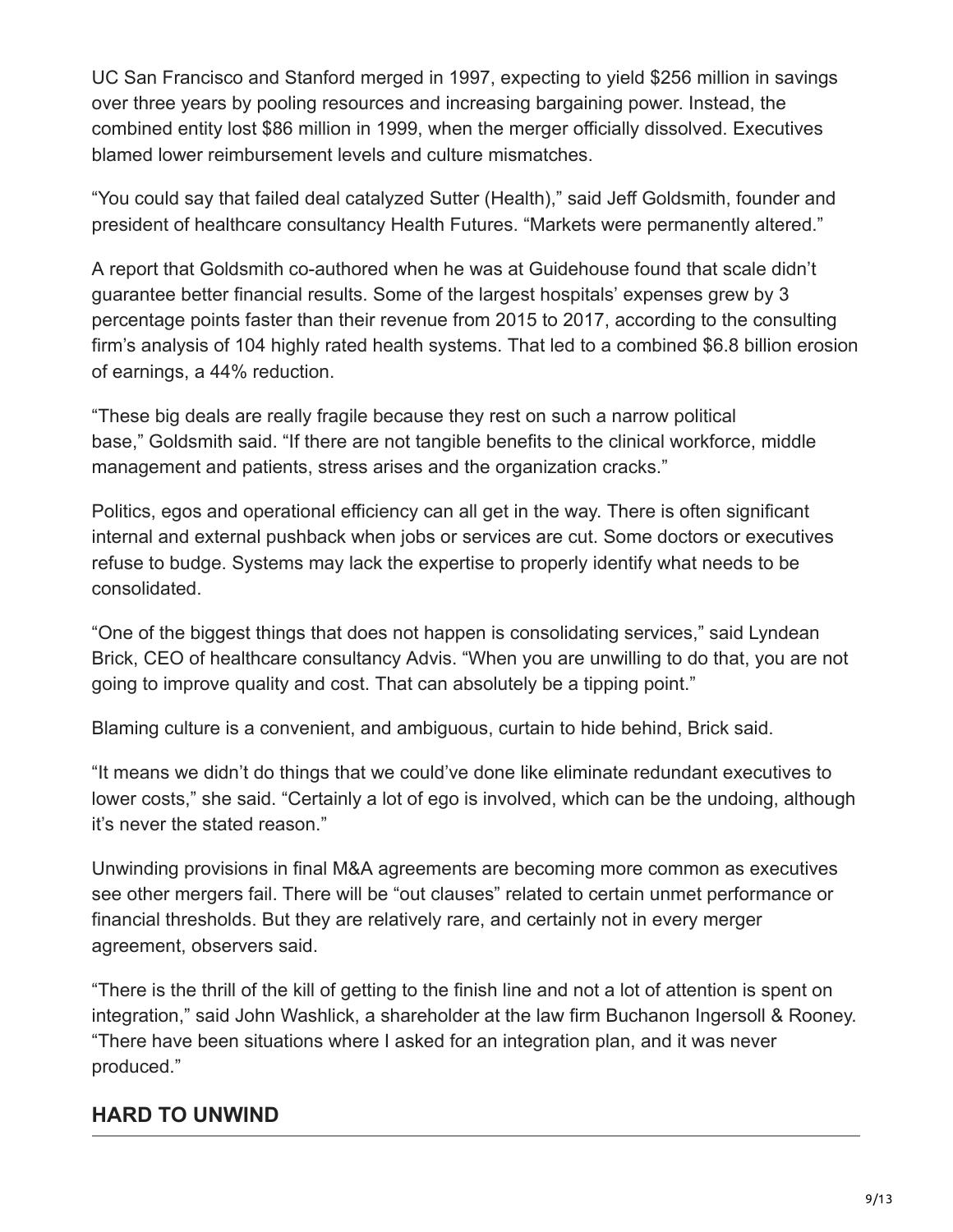UC San Francisco and Stanford merged in 1997, expecting to yield $256 million in savings over three years by pooling resources and increasing bargaining power. Instead, the combined entity lost $86 million in 1999, when the merger officially dissolved. Executives blamed lower reimbursement levels and culture mismatches.

“You could say that failed deal catalyzed Sutter (Health),” said Jeff Goldsmith, founder and president of healthcare consultancy Health Futures. “Markets were permanently altered.”

A report that Goldsmith co-authored when he was at Guidehouse found that scale didn’t guarantee better financial results. Some of the largest hospitals’ expenses grew by 3 percentage points faster than their revenue from 2015 to 2017, according to the consulting firm’s analysis of 104 highly rated health systems. That led to a combined $6.8 billion erosion of earnings, a 44% reduction.

“These big deals are really fragile because they rest on such a narrow political base,” Goldsmith said. “If there are not tangible benefits to the clinical workforce, middle management and patients, stress arises and the organization cracks.”

Politics, egos and operational efficiency can all get in the way. There is often significant internal and external pushback when jobs or services are cut. Some doctors or executives refuse to budge. Systems may lack the expertise to properly identify what needs to be consolidated.

“One of the biggest things that does not happen is consolidating services,” said Lyndean Brick, CEO of healthcare consultancy Advis. “When you are unwilling to do that, you are not going to improve quality and cost. That can absolutely be a tipping point.”

Blaming culture is a convenient, and ambiguous, curtain to hide behind, Brick said.

“It means we didn’t do things that we could’ve done like eliminate redundant executives to lower costs,” she said. “Certainly a lot of ego is involved, which can be the undoing, although it’s never the stated reason.”

Unwinding provisions in final M&A agreements are becoming more common as executives see other mergers fail. There will be “out clauses” related to certain unmet performance or financial thresholds. But they are relatively rare, and certainly not in every merger agreement, observers said.

“There is the thrill of the kill of getting to the finish line and not a lot of attention is spent on integration,” said John Washlick, a shareholder at the law firm Buchanon Ingersoll & Rooney. “There have been situations where I asked for an integration plan, and it was never produced.”

## HARD TO UNWIND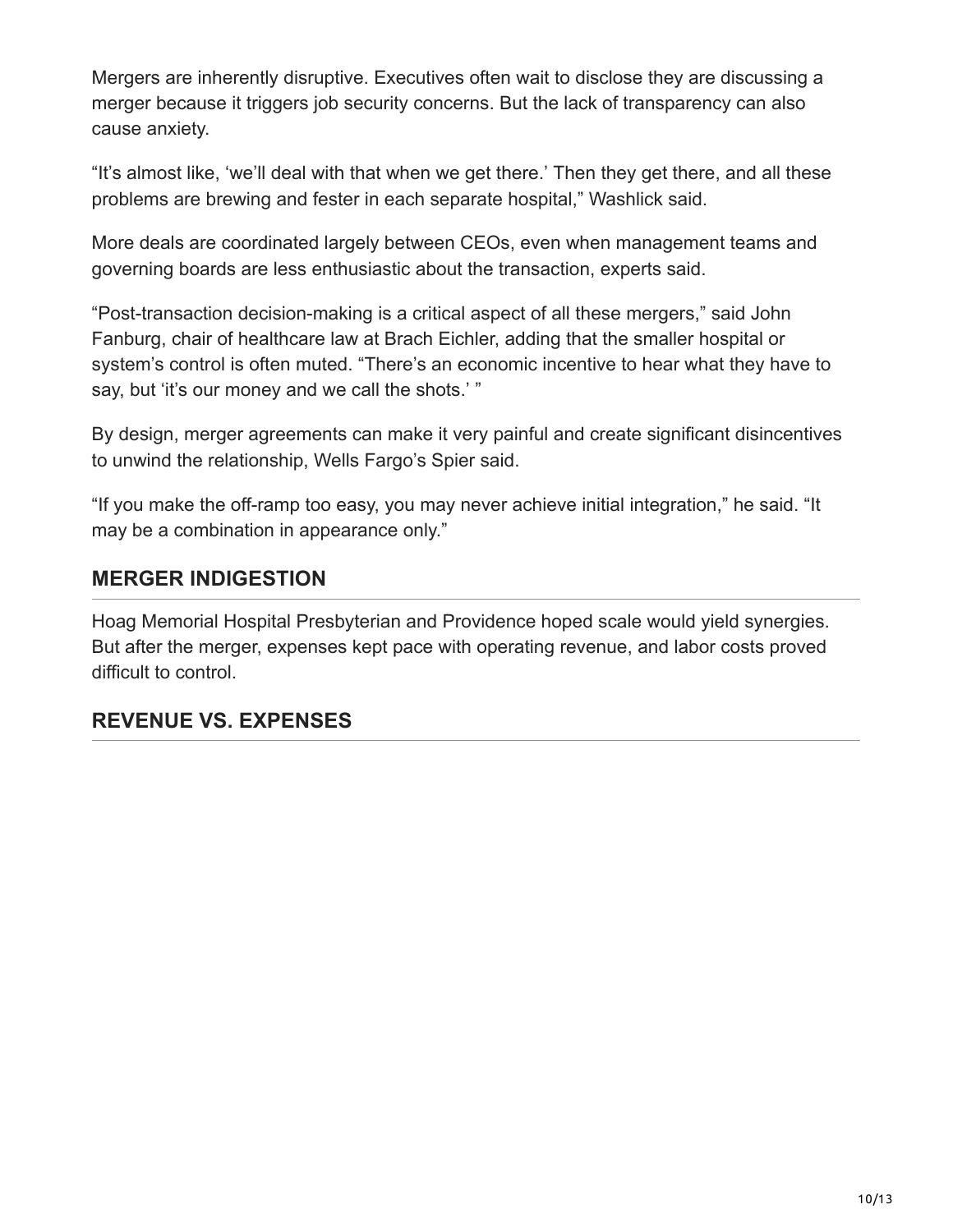Mergers are inherently disruptive. Executives often wait to disclose they are discussing a merger because it triggers job security concerns. But the lack of transparency can also cause anxiety.

“It’s almost like, ‘we’ll deal with that when we get there.’ Then they get there, and all these problems are brewing and fester in each separate hospital,” Washlick said.

More deals are coordinated largely between CEOs, even when management teams and governing boards are less enthusiastic about the transaction, experts said.

“Post-transaction decision-making is a critical aspect of all these mergers,” said John Fanburg, chair of healthcare law at Brach Eichler, adding that the smaller hospital or system’s control is often muted. “There’s an economic incentive to hear what they have to say, but ‘it’s our money and we call the shots.’ ”

By design, merger agreements can make it very painful and create significant disincentives to unwind the relationship, Wells Fargo’s Spier said.

“If you make the off-ramp too easy, you may never achieve initial integration,” he said. “It may be a combination in appearance only.”

## MERGER INDIGESTION

Hoag Memorial Hospital Presbyterian and Providence hoped scale would yield synergies. But after the merger, expenses kept pace with operating revenue, and labor costs proved difficult to control.

## REVENUE VS. EXPENSES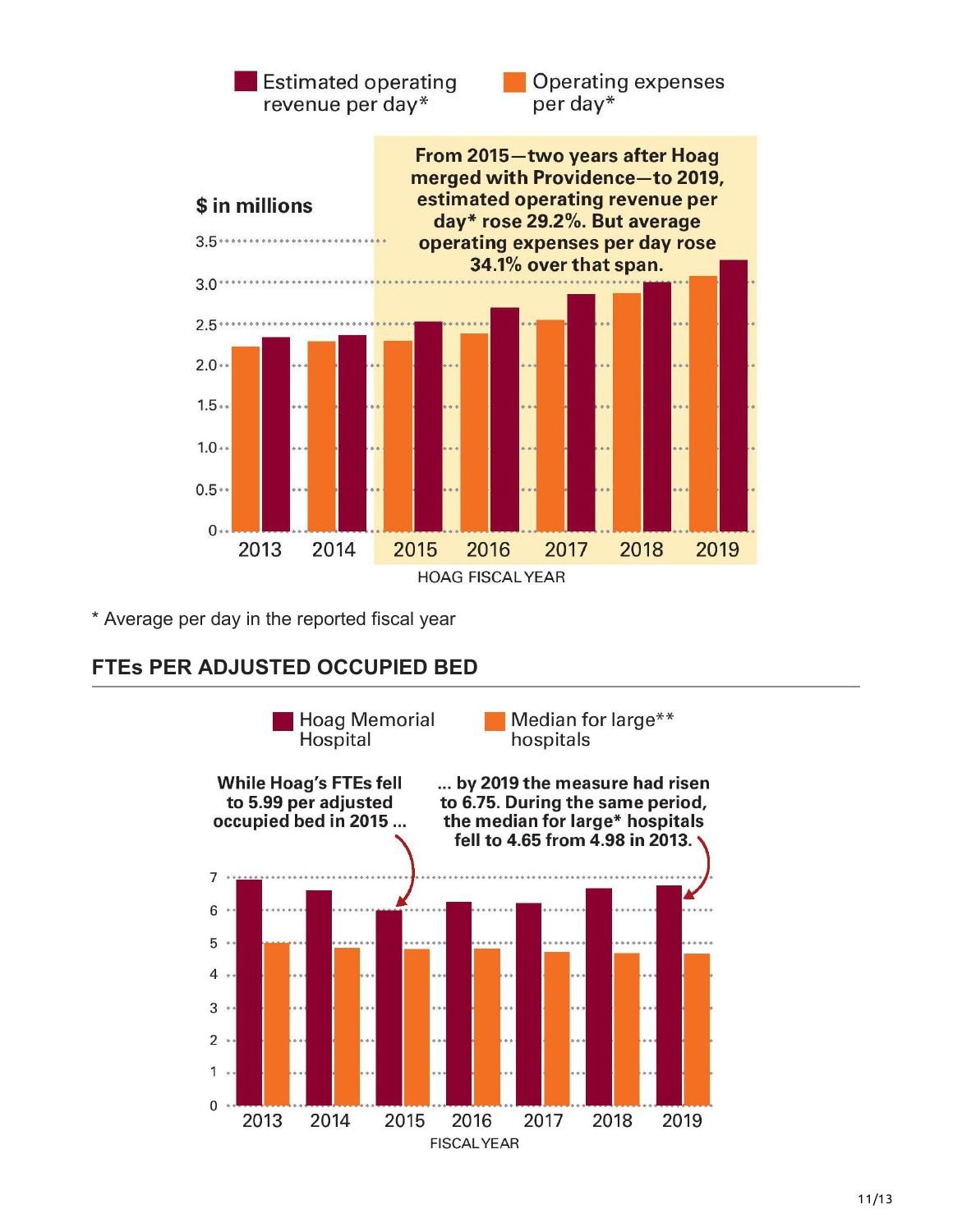Estimated operating revenue per day*

Operating expenses per day*

$ in millions

From 2015—two years after Hoag merged with Providence—to 2019, estimated operating revenue per day* rose 29.2%. But average operating expenses per day rose 34.1% over that span.

HOAG FISCAL YEAR

\* Average per day in the reported fiscal year

## FTEs PER ADJUSTED OCCUPIED BED

Hoag Memorial Hospital

Median for large** hospitals

While Hoag's FTEs fell to 5.99 per adjusted occupied bed in 2015 ...

... by 2019 the measure had risen to 6.75. During the same period, the median for large* hospitals fell to 4.65 from 4.98 in 2013.

FISCAL YEAR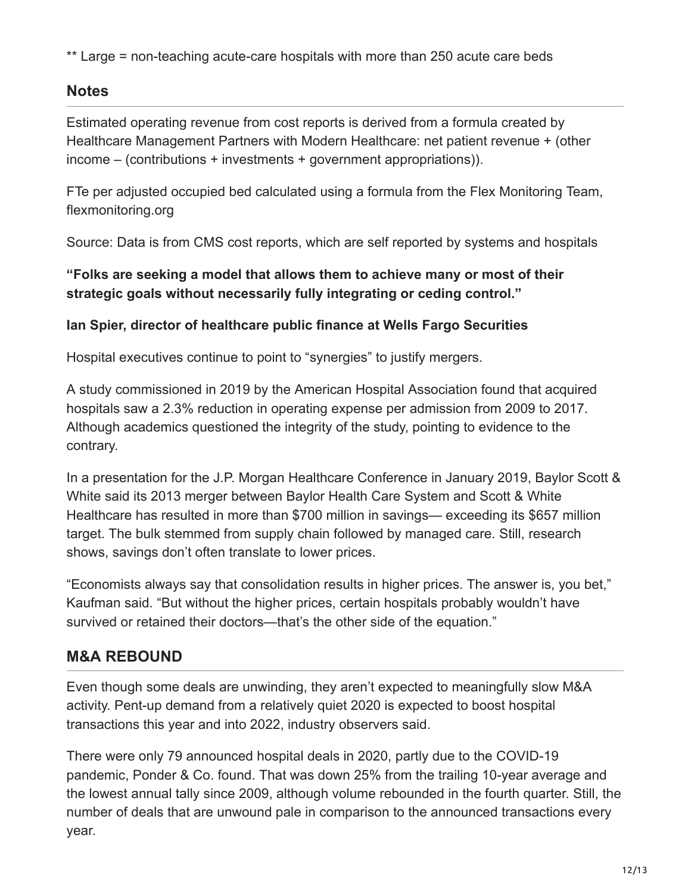** Large = non-teaching acute-care hospitals with more than 250 acute care beds

## Notes

Estimated operating revenue from cost reports is derived from a formula created by Healthcare Management Partners with Modern Healthcare: net patient revenue + (other income – (contributions + investments + government appropriations)).

FTe per adjusted occupied bed calculated using a formula from the Flex Monitoring Team, flexmonitoring.org

Source: Data is from CMS cost reports, which are self reported by systems and hospitals

**“Folks are seeking a model that allows them to achieve many or most of their strategic goals without necessarily fully integrating or ceding control.”**

**Ian Spier, director of healthcare public finance at Wells Fargo Securities**

Hospital executives continue to point to “synergies” to justify mergers.

A study commissioned in 2019 by the American Hospital Association found that acquired hospitals saw a 2.3% reduction in operating expense per admission from 2009 to 2017. Although academics questioned the integrity of the study, pointing to evidence to the contrary.

In a presentation for the J.P. Morgan Healthcare Conference in January 2019, Baylor Scott & White said its 2013 merger between Baylor Health Care System and Scott & White Healthcare has resulted in more than $700 million in savings— exceeding its $657 million target. The bulk stemmed from supply chain followed by managed care. Still, research shows, savings don’t often translate to lower prices.

“Economists always say that consolidation results in higher prices. The answer is, you bet,” Kaufman said. “But without the higher prices, certain hospitals probably wouldn’t have survived or retained their doctors—that’s the other side of the equation.”

## M&A REBOUND

Even though some deals are unwinding, they aren’t expected to meaningfully slow M&A activity. Pent-up demand from a relatively quiet 2020 is expected to boost hospital transactions this year and into 2022, industry observers said.

There were only 79 announced hospital deals in 2020, partly due to the COVID-19 pandemic, Ponder & Co. found. That was down 25% from the trailing 10-year average and the lowest annual tally since 2009, although volume rebounded in the fourth quarter. Still, the number of deals that are unwound pale in comparison to the announced transactions every year.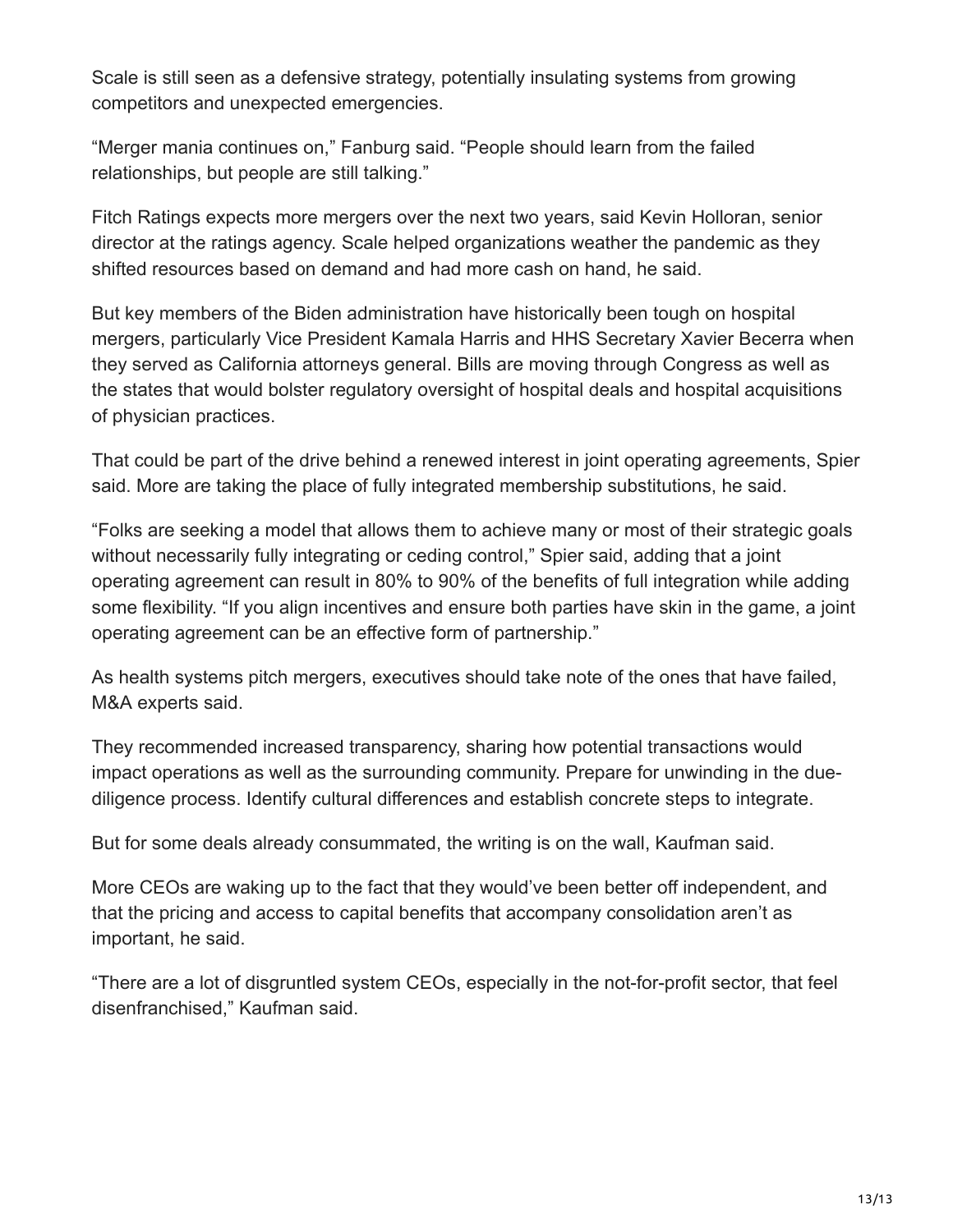Scale is still seen as a defensive strategy, potentially insulating systems from growing competitors and unexpected emergencies.

“Merger mania continues on,” Fanburg said. “People should learn from the failed relationships, but people are still talking.”

Fitch Ratings expects more mergers over the next two years, said Kevin Holloran, senior director at the ratings agency. Scale helped organizations weather the pandemic as they shifted resources based on demand and had more cash on hand, he said.

But key members of the Biden administration have historically been tough on hospital mergers, particularly Vice President Kamala Harris and HHS Secretary Xavier Becerra when they served as California attorneys general. Bills are moving through Congress as well as the states that would bolster regulatory oversight of hospital deals and hospital acquisitions of physician practices.

That could be part of the drive behind a renewed interest in joint operating agreements, Spier said. More are taking the place of fully integrated membership substitutions, he said.

“Folks are seeking a model that allows them to achieve many or most of their strategic goals without necessarily fully integrating or ceding control,” Spier said, adding that a joint operating agreement can result in 80% to 90% of the benefits of full integration while adding some flexibility. “If you align incentives and ensure both parties have skin in the game, a joint operating agreement can be an effective form of partnership.”

As health systems pitch mergers, executives should take note of the ones that have failed, M&A experts said.

They recommended increased transparency, sharing how potential transactions would impact operations as well as the surrounding community. Prepare for unwinding in the due-diligence process. Identify cultural differences and establish concrete steps to integrate.

But for some deals already consummated, the writing is on the wall, Kaufman said.

More CEOs are waking up to the fact that they would’ve been better off independent, and that the pricing and access to capital benefits that accompany consolidation aren’t as important, he said.

“There are a lot of disgruntled system CEOs, especially in the not-for-profit sector, that feel disenfranchised,” Kaufman said.